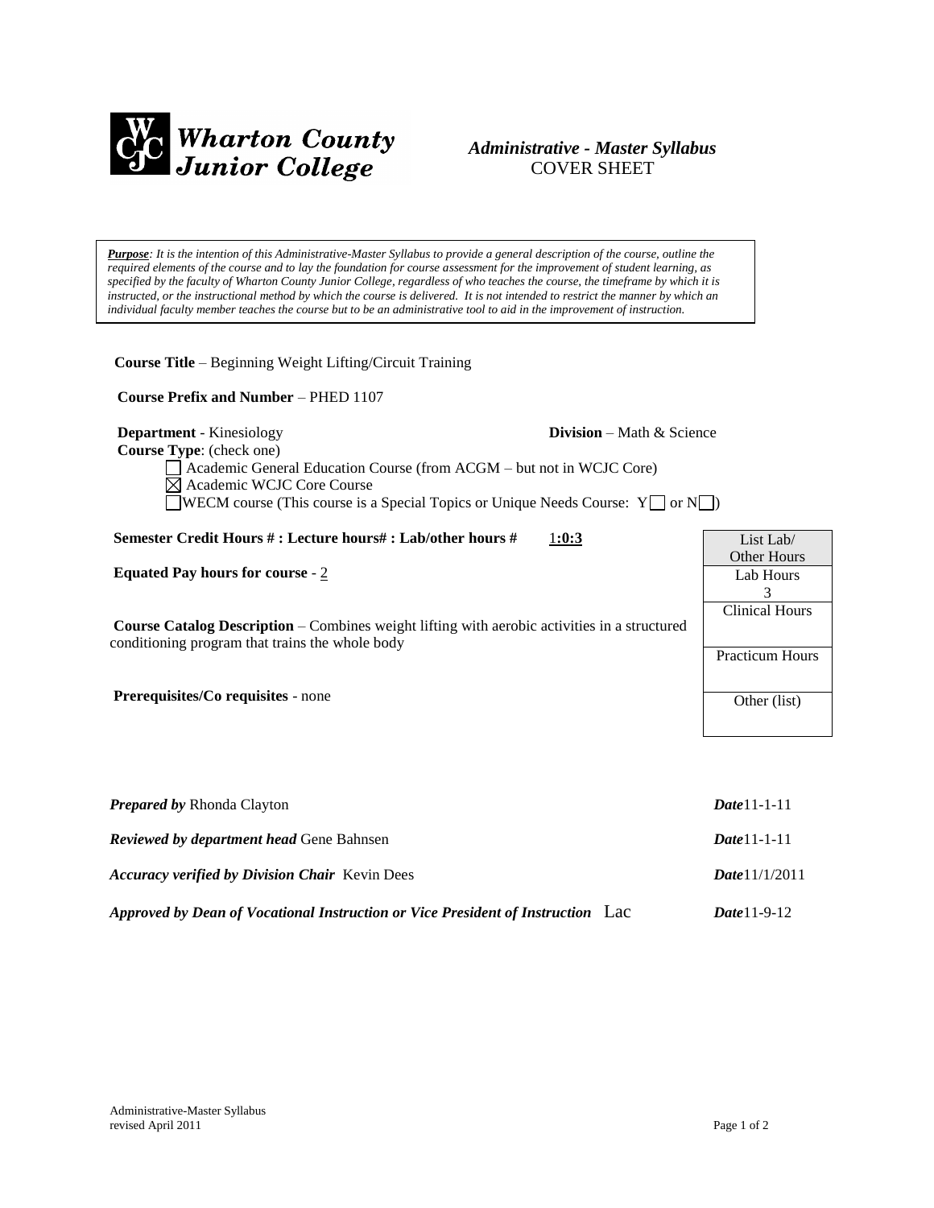**Wharton County Junior College**

# *Administrative - Master Syllabus*
COVER SHEET

> ***Purpose***: *It is the intention of this Administrative-Master Syllabus to provide a general description of the course, outline the required elements of the course and to lay the foundation for course assessment for the improvement of student learning, as specified by the faculty of Wharton County Junior College, regardless of who teaches the course, the timeframe by which it is instructed, or the instructional method by which the course is delivered. It is not intended to restrict the manner by which an individual faculty member teaches the course but to be an administrative tool to aid in the improvement of instruction.*

**Course Title** – Beginning Weight Lifting/Circuit Training

**Course Prefix and Number** – PHED 1107

**Department** - Kinesiology **Division** – Math & Science

**Course Type**: (check one)

- ☐ Academic General Education Course (from ACGM – but not in WCJC Core)
- ☒ Academic WCJC Core Course
- ☐ WECM course (This course is a Special Topics or Unique Needs Course: Y ☐ or N ☐)

**Semester Credit Hours # : Lecture hours# : Lab/other hours #** 1:0:3

**Equated Pay hours for course** - 2

**Course Catalog Description** – Combines weight lifting with aerobic activities in a structured conditioning program that trains the whole body

**Prerequisites/Co requisites** - none

| List Lab/ Other Hours |
| --- |
| Lab Hours 3 |
| Clinical Hours |
| Practicum Hours |
| Other (list) |

***Prepared by*** Rhonda Clayton ***Date*** 11-1-11

***Reviewed by department head*** Gene Bahnsen ***Date*** 11-1-11

***Accuracy verified by Division Chair*** Kevin Dees ***Date*** 11/1/2011

***Approved by Dean of Vocational Instruction or Vice President of Instruction*** Lac ***Date*** 11-9-12

Administrative-Master Syllabus
revised April 2011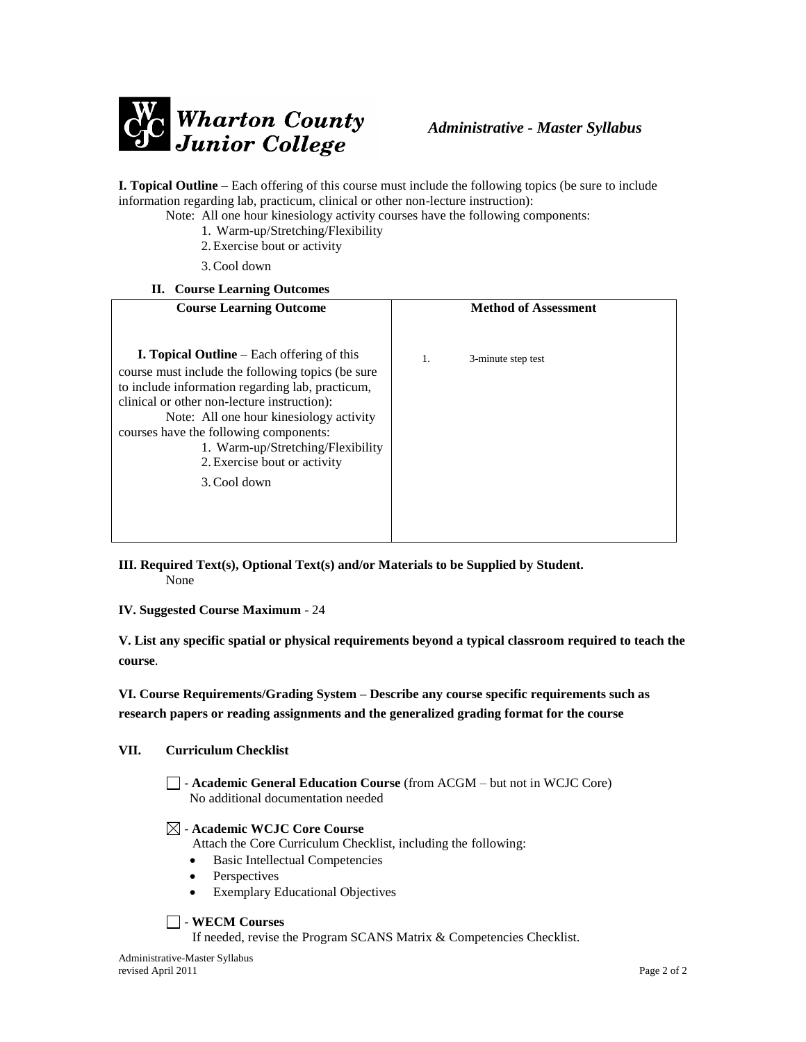**Wharton County Junior College** *Administrative - Master Syllabus*

**I. Topical Outline** – Each offering of this course must include the following topics (be sure to include information regarding lab, practicum, clinical or other non-lecture instruction):

Note: All one hour kinesiology activity courses have the following components:

1. Warm-up/Stretching/Flexibility
2. Exercise bout or activity
3. Cool down

**II. Course Learning Outcomes**

| Course Learning Outcome | Method of Assessment |
|---|---|
| **I. Topical Outline** – Each offering of this course must include the following topics (be sure to include information regarding lab, practicum, clinical or other non-lecture instruction): Note: All one hour kinesiology activity courses have the following components: 1. Warm-up/Stretching/Flexibility 2. Exercise bout or activity 3. Cool down | 1. 3-minute step test |

**III. Required Text(s), Optional Text(s) and/or Materials to be Supplied by Student.**

None

**IV. Suggested Course Maximum** - 24

**V. List any specific spatial or physical requirements beyond a typical classroom required to teach the course**.

**VI. Course Requirements/Grading System – Describe any course specific requirements such as research papers or reading assignments and the generalized grading format for the course**

**VII. Curriculum Checklist**

☐ - **Academic General Education Course** (from ACGM – but not in WCJC Core)
No additional documentation needed

☒ - **Academic WCJC Core Course**
Attach the Core Curriculum Checklist, including the following:

- Basic Intellectual Competencies
- Perspectives
- Exemplary Educational Objectives

☐ - **WECM Courses**
If needed, revise the Program SCANS Matrix & Competencies Checklist.

Administrative-Master Syllabus
revised April 2011